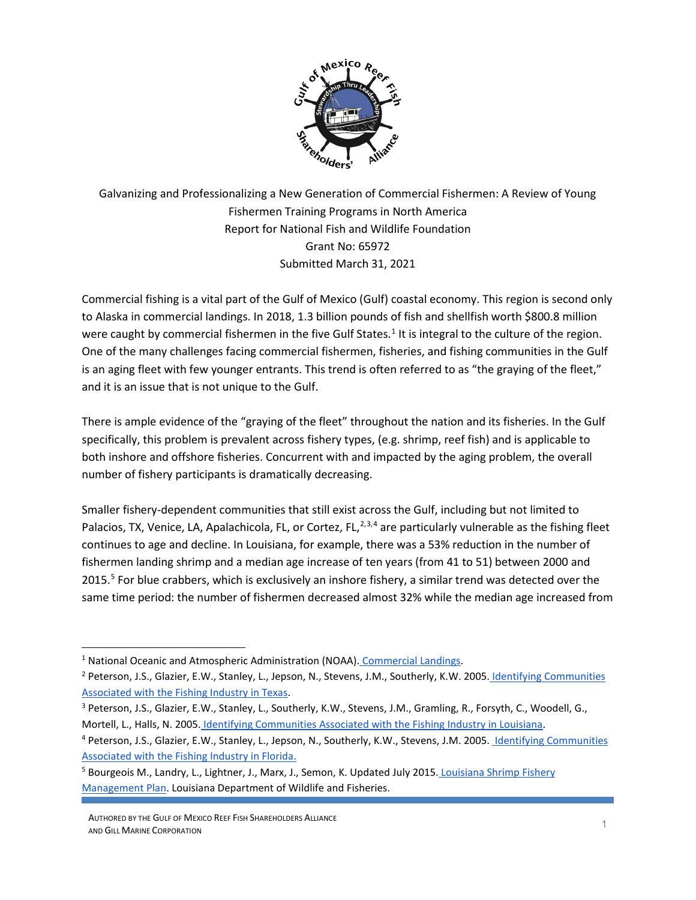# Galvanizing and Professionalizing a New Generation of Commercial Fishermen: A Review of Young Fishermen Training Programs in North America

Report for National Fish and Wildlife Foundation

Grant No: 65972

Submitted March 31, 2021

Commercial fishing is a vital part of the Gulf of Mexico (Gulf) coastal economy. This region is second only to Alaska in commercial landings. In 2018, 1.3 billion pounds of fish and shellfish worth $800.8 million were caught by commercial fishermen in the five Gulf States.[1] It is integral to the culture of the region. One of the many challenges facing commercial fishermen, fisheries, and fishing communities in the Gulf is an aging fleet with few younger entrants. This trend is often referred to as "the graying of the fleet," and it is an issue that is not unique to the Gulf.

There is ample evidence of the "graying of the fleet" throughout the nation and its fisheries. In the Gulf specifically, this problem is prevalent across fishery types, (e.g. shrimp, reef fish) and is applicable to both inshore and offshore fisheries. Concurrent with and impacted by the aging problem, the overall number of fishery participants is dramatically decreasing.

Smaller fishery-dependent communities that still exist across the Gulf, including but not limited to Palacios, TX, Venice, LA, Apalachicola, FL, or Cortez, FL,[2,3,4] are particularly vulnerable as the fishing fleet continues to age and decline. In Louisiana, for example, there was a 53% reduction in the number of fishermen landing shrimp and a median age increase of ten years (from 41 to 51) between 2000 and 2015.[5] For blue crabbers, which is exclusively an inshore fishery, a similar trend was detected over the same time period: the number of fishermen decreased almost 32% while the median age increased from

---

[1] National Oceanic and Atmospheric Administration (NOAA). Commercial Landings.

[2] Peterson, J.S., Glazier, E.W., Stanley, L., Jepson, N., Stevens, J.M., Southerly, K.W. 2005. Identifying Communities Associated with the Fishing Industry in Texas.

[3] Peterson, J.S., Glazier, E.W., Stanley, L., Southerly, K.W., Stevens, J.M., Gramling, R., Forsyth, C., Woodell, G., Mortell, L., Halls, N. 2005. Identifying Communities Associated with the Fishing Industry in Louisiana.

[4] Peterson, J.S., Glazier, E.W., Stanley, L., Jepson, N., Southerly, K.W., Stevens, J.M. 2005. Identifying Communities Associated with the Fishing Industry in Florida.

[5] Bourgeois M., Landry, L., Lightner, J., Marx, J., Semon, K. Updated July 2015. Louisiana Shrimp Fishery Management Plan. Louisiana Department of Wildlife and Fisheries.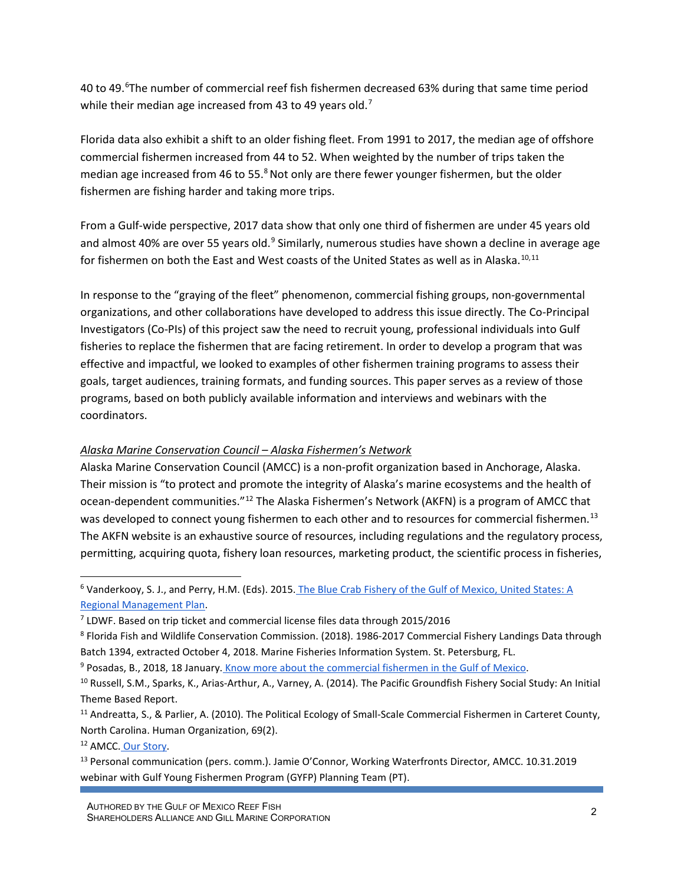40 to 49.[6]The number of commercial reef fish fishermen decreased 63% during that same time period while their median age increased from 43 to 49 years old.[7]

Florida data also exhibit a shift to an older fishing fleet. From 1991 to 2017, the median age of offshore commercial fishermen increased from 44 to 52. When weighted by the number of trips taken the median age increased from 46 to 55.[8] Not only are there fewer younger fishermen, but the older fishermen are fishing harder and taking more trips.

From a Gulf-wide perspective, 2017 data show that only one third of fishermen are under 45 years old and almost 40% are over 55 years old.[9] Similarly, numerous studies have shown a decline in average age for fishermen on both the East and West coasts of the United States as well as in Alaska.[10,11]

In response to the "graying of the fleet" phenomenon, commercial fishing groups, non-governmental organizations, and other collaborations have developed to address this issue directly. The Co-Principal Investigators (Co-PIs) of this project saw the need to recruit young, professional individuals into Gulf fisheries to replace the fishermen that are facing retirement. In order to develop a program that was effective and impactful, we looked to examples of other fishermen training programs to assess their goals, target audiences, training formats, and funding sources. This paper serves as a review of those programs, based on both publicly available information and interviews and webinars with the coordinators.

*Alaska Marine Conservation Council – Alaska Fishermen's Network*

Alaska Marine Conservation Council (AMCC) is a non-profit organization based in Anchorage, Alaska. Their mission is "to protect and promote the integrity of Alaska's marine ecosystems and the health of ocean-dependent communities."[12] The Alaska Fishermen's Network (AKFN) is a program of AMCC that was developed to connect young fishermen to each other and to resources for commercial fishermen.[13] The AKFN website is an exhaustive source of resources, including regulations and the regulatory process, permitting, acquiring quota, fishery loan resources, marketing product, the scientific process in fisheries,

---

[6] Vanderkooy, S. J., and Perry, H.M. (Eds). 2015. The Blue Crab Fishery of the Gulf of Mexico, United States: A Regional Management Plan.

[7] LDWF. Based on trip ticket and commercial license files data through 2015/2016

[8] Florida Fish and Wildlife Conservation Commission. (2018). 1986-2017 Commercial Fishery Landings Data through Batch 1394, extracted October 4, 2018. Marine Fisheries Information System. St. Petersburg, FL.

[9] Posadas, B., 2018, 18 January. Know more about the commercial fishermen in the Gulf of Mexico.

[10] Russell, S.M., Sparks, K., Arias-Arthur, A., Varney, A. (2014). The Pacific Groundfish Fishery Social Study: An Initial Theme Based Report.

[11] Andreatta, S., & Parlier, A. (2010). The Political Ecology of Small-Scale Commercial Fishermen in Carteret County, North Carolina. Human Organization, 69(2).

[12] AMCC. Our Story.

[13] Personal communication (pers. comm.). Jamie O'Connor, Working Waterfronts Director, AMCC. 10.31.2019 webinar with Gulf Young Fishermen Program (GYFP) Planning Team (PT).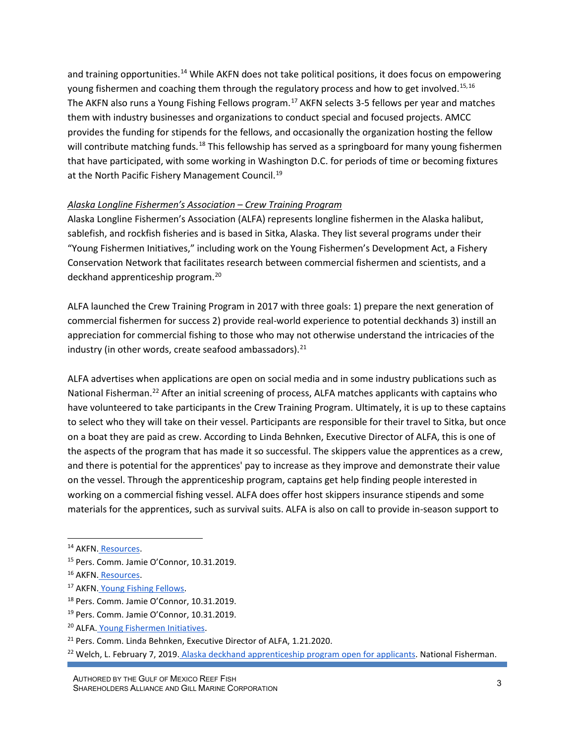and training opportunities.[14] While AKFN does not take political positions, it does focus on empowering young fishermen and coaching them through the regulatory process and how to get involved.[15,16] The AKFN also runs a Young Fishing Fellows program.[17] AKFN selects 3-5 fellows per year and matches them with industry businesses and organizations to conduct special and focused projects. AMCC provides the funding for stipends for the fellows, and occasionally the organization hosting the fellow will contribute matching funds.[18] This fellowship has served as a springboard for many young fishermen that have participated, with some working in Washington D.C. for periods of time or becoming fixtures at the North Pacific Fishery Management Council.[19]

*Alaska Longline Fishermen's Association – Crew Training Program*

Alaska Longline Fishermen's Association (ALFA) represents longline fishermen in the Alaska halibut, sablefish, and rockfish fisheries and is based in Sitka, Alaska. They list several programs under their "Young Fishermen Initiatives," including work on the Young Fishermen's Development Act, a Fishery Conservation Network that facilitates research between commercial fishermen and scientists, and a deckhand apprenticeship program.[20]

ALFA launched the Crew Training Program in 2017 with three goals: 1) prepare the next generation of commercial fishermen for success 2) provide real-world experience to potential deckhands 3) instill an appreciation for commercial fishing to those who may not otherwise understand the intricacies of the industry (in other words, create seafood ambassadors).[21]

ALFA advertises when applications are open on social media and in some industry publications such as National Fisherman.[22] After an initial screening of process, ALFA matches applicants with captains who have volunteered to take participants in the Crew Training Program. Ultimately, it is up to these captains to select who they will take on their vessel. Participants are responsible for their travel to Sitka, but once on a boat they are paid as crew. According to Linda Behnken, Executive Director of ALFA, this is one of the aspects of the program that has made it so successful. The skippers value the apprentices as a crew, and there is potential for the apprentices' pay to increase as they improve and demonstrate their value on the vessel. Through the apprenticeship program, captains get help finding people interested in working on a commercial fishing vessel. ALFA does offer host skippers insurance stipends and some materials for the apprentices, such as survival suits. ALFA is also on call to provide in-season support to

---

[14] AKFN. Resources.

[15] Pers. Comm. Jamie O'Connor, 10.31.2019.

[16] AKFN. Resources.

[17] AKFN. Young Fishing Fellows.

[18] Pers. Comm. Jamie O'Connor, 10.31.2019.

[19] Pers. Comm. Jamie O'Connor, 10.31.2019.

[20] ALFA. Young Fishermen Initiatives.

[21] Pers. Comm. Linda Behnken, Executive Director of ALFA, 1.21.2020.

[22] Welch, L. February 7, 2019. Alaska deckhand apprenticeship program open for applicants. National Fisherman.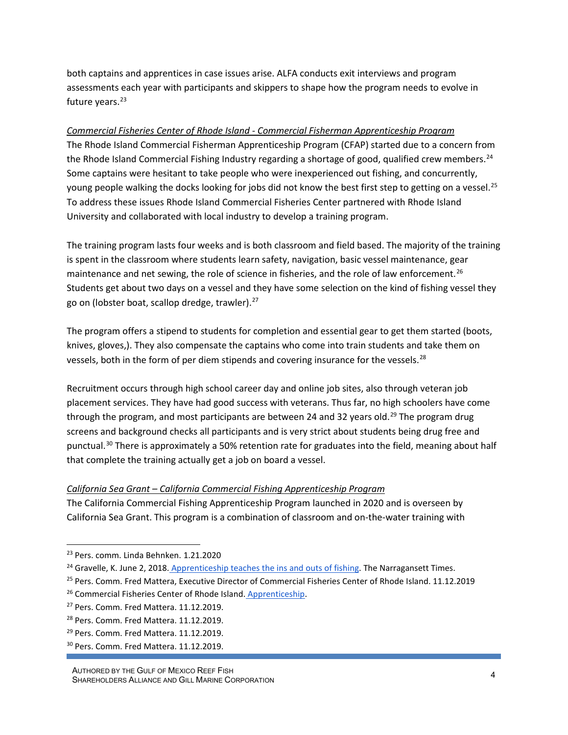both captains and apprentices in case issues arise. ALFA conducts exit interviews and program assessments each year with participants and skippers to shape how the program needs to evolve in future years.[23]

*Commercial Fisheries Center of Rhode Island - Commercial Fisherman Apprenticeship Program*

The Rhode Island Commercial Fisherman Apprenticeship Program (CFAP) started due to a concern from the Rhode Island Commercial Fishing Industry regarding a shortage of good, qualified crew members.[24] Some captains were hesitant to take people who were inexperienced out fishing, and concurrently, young people walking the docks looking for jobs did not know the best first step to getting on a vessel.[25] To address these issues Rhode Island Commercial Fisheries Center partnered with Rhode Island University and collaborated with local industry to develop a training program.

The training program lasts four weeks and is both classroom and field based. The majority of the training is spent in the classroom where students learn safety, navigation, basic vessel maintenance, gear maintenance and net sewing, the role of science in fisheries, and the role of law enforcement.[26] Students get about two days on a vessel and they have some selection on the kind of fishing vessel they go on (lobster boat, scallop dredge, trawler).[27]

The program offers a stipend to students for completion and essential gear to get them started (boots, knives, gloves,). They also compensate the captains who come into train students and take them on vessels, both in the form of per diem stipends and covering insurance for the vessels.[28]

Recruitment occurs through high school career day and online job sites, also through veteran job placement services. They have had good success with veterans. Thus far, no high schoolers have come through the program, and most participants are between 24 and 32 years old.[29] The program drug screens and background checks all participants and is very strict about students being drug free and punctual.[30] There is approximately a 50% retention rate for graduates into the field, meaning about half that complete the training actually get a job on board a vessel.

*California Sea Grant – California Commercial Fishing Apprenticeship Program*

The California Commercial Fishing Apprenticeship Program launched in 2020 and is overseen by California Sea Grant. This program is a combination of classroom and on-the-water training with

---

[23] Pers. comm. Linda Behnken. 1.21.2020

[24] Gravelle, K. June 2, 2018. Apprenticeship teaches the ins and outs of fishing. The Narragansett Times.

[25] Pers. Comm. Fred Mattera, Executive Director of Commercial Fisheries Center of Rhode Island. 11.12.2019

[26] Commercial Fisheries Center of Rhode Island. Apprenticeship.

[27] Pers. Comm. Fred Mattera. 11.12.2019.

[28] Pers. Comm. Fred Mattera. 11.12.2019.

[29] Pers. Comm. Fred Mattera. 11.12.2019.

[30] Pers. Comm. Fred Mattera. 11.12.2019.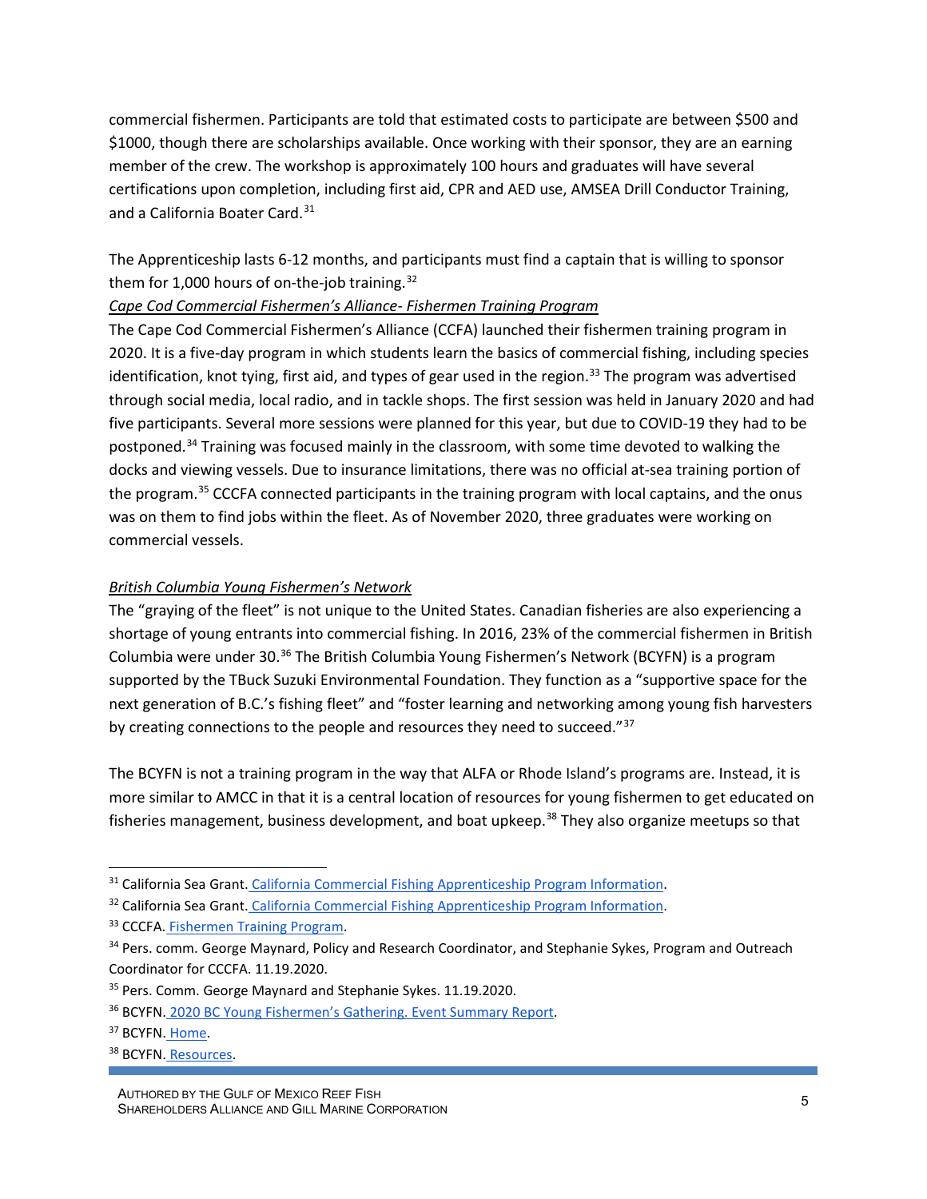commercial fishermen. Participants are told that estimated costs to participate are between $500 and $1000, though there are scholarships available. Once working with their sponsor, they are an earning member of the crew. The workshop is approximately 100 hours and graduates will have several certifications upon completion, including first aid, CPR and AED use, AMSEA Drill Conductor Training, and a California Boater Card.[31]

The Apprenticeship lasts 6-12 months, and participants must find a captain that is willing to sponsor them for 1,000 hours of on-the-job training.[32]

*Cape Cod Commercial Fishermen's Alliance- Fishermen Training Program*

The Cape Cod Commercial Fishermen's Alliance (CCFA) launched their fishermen training program in 2020. It is a five-day program in which students learn the basics of commercial fishing, including species identification, knot tying, first aid, and types of gear used in the region.[33] The program was advertised through social media, local radio, and in tackle shops. The first session was held in January 2020 and had five participants. Several more sessions were planned for this year, but due to COVID-19 they had to be postponed.[34] Training was focused mainly in the classroom, with some time devoted to walking the docks and viewing vessels. Due to insurance limitations, there was no official at-sea training portion of the program.[35] CCCFA connected participants in the training program with local captains, and the onus was on them to find jobs within the fleet. As of November 2020, three graduates were working on commercial vessels.

*British Columbia Young Fishermen's Network*

The "graying of the fleet" is not unique to the United States. Canadian fisheries are also experiencing a shortage of young entrants into commercial fishing. In 2016, 23% of the commercial fishermen in British Columbia were under 30.[36] The British Columbia Young Fishermen's Network (BCYFN) is a program supported by the TBuck Suzuki Environmental Foundation. They function as a "supportive space for the next generation of B.C.'s fishing fleet" and "foster learning and networking among young fish harvesters by creating connections to the people and resources they need to succeed."[37]

The BCYFN is not a training program in the way that ALFA or Rhode Island's programs are. Instead, it is more similar to AMCC in that it is a central location of resources for young fishermen to get educated on fisheries management, business development, and boat upkeep.[38] They also organize meetups so that

---

[31] California Sea Grant. California Commercial Fishing Apprenticeship Program Information.

[32] California Sea Grant. California Commercial Fishing Apprenticeship Program Information.

[33] CCCFA. Fishermen Training Program.

[34] Pers. comm. George Maynard, Policy and Research Coordinator, and Stephanie Sykes, Program and Outreach Coordinator for CCCFA. 11.19.2020.

[35] Pers. Comm. George Maynard and Stephanie Sykes. 11.19.2020.

[36] BCYFN. 2020 BC Young Fishermen's Gathering. Event Summary Report.

[37] BCYFN. Home.

[38] BCYFN. Resources.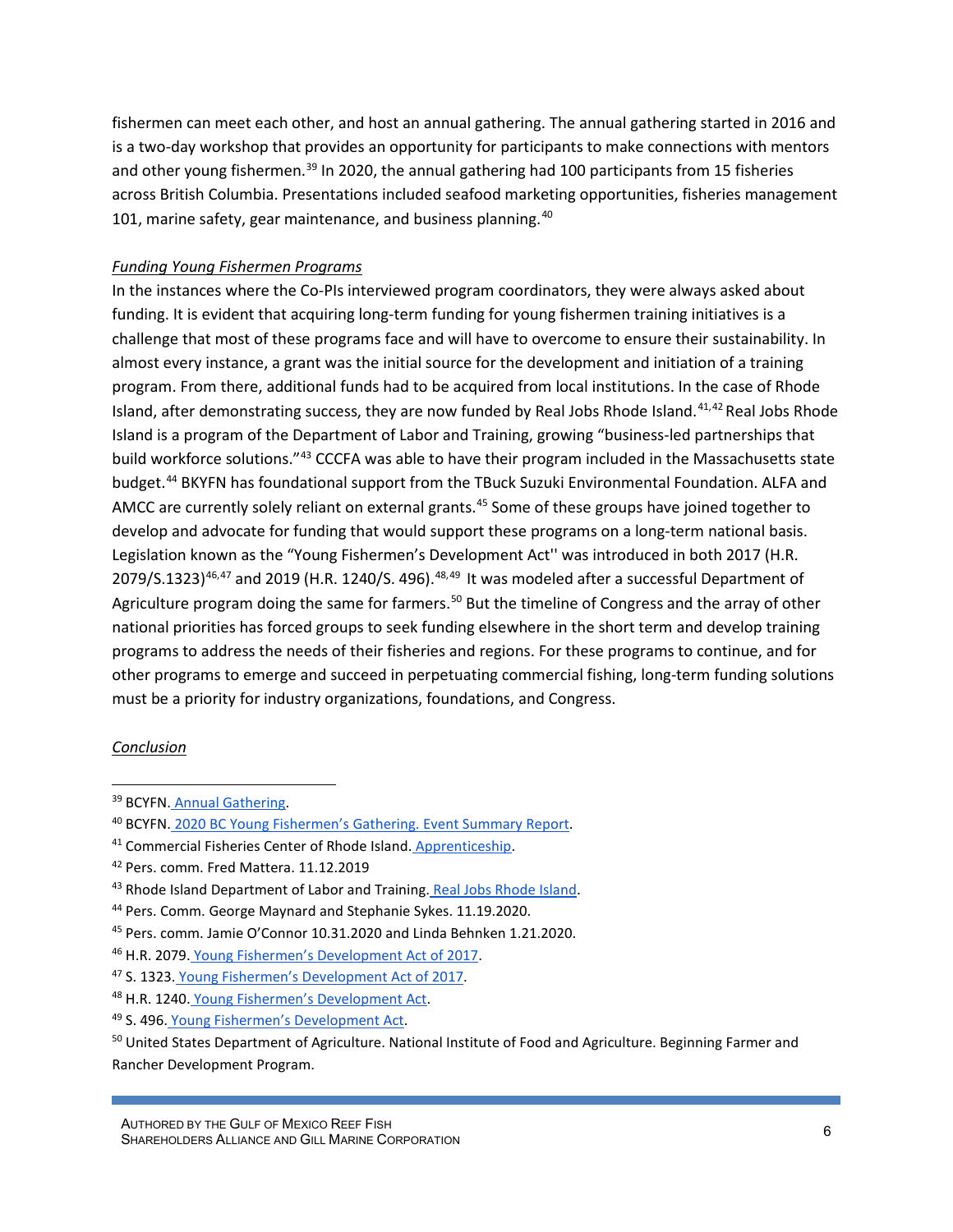fishermen can meet each other, and host an annual gathering. The annual gathering started in 2016 and is a two-day workshop that provides an opportunity for participants to make connections with mentors and other young fishermen.[39] In 2020, the annual gathering had 100 participants from 15 fisheries across British Columbia. Presentations included seafood marketing opportunities, fisheries management 101, marine safety, gear maintenance, and business planning.[40]

*Funding Young Fishermen Programs*

In the instances where the Co-PIs interviewed program coordinators, they were always asked about funding. It is evident that acquiring long-term funding for young fishermen training initiatives is a challenge that most of these programs face and will have to overcome to ensure their sustainability. In almost every instance, a grant was the initial source for the development and initiation of a training program. From there, additional funds had to be acquired from local institutions. In the case of Rhode Island, after demonstrating success, they are now funded by Real Jobs Rhode Island.[41,42] Real Jobs Rhode Island is a program of the Department of Labor and Training, growing "business-led partnerships that build workforce solutions."[43] CCCFA was able to have their program included in the Massachusetts state budget.[44] BKYFN has foundational support from the TBuck Suzuki Environmental Foundation. ALFA and AMCC are currently solely reliant on external grants.[45] Some of these groups have joined together to develop and advocate for funding that would support these programs on a long-term national basis. Legislation known as the "Young Fishermen's Development Act'' was introduced in both 2017 (H.R. 2079/S.1323)[46,47] and 2019 (H.R. 1240/S. 496).[48,49] It was modeled after a successful Department of Agriculture program doing the same for farmers.[50] But the timeline of Congress and the array of other national priorities has forced groups to seek funding elsewhere in the short term and develop training programs to address the needs of their fisheries and regions. For these programs to continue, and for other programs to emerge and succeed in perpetuating commercial fishing, long-term funding solutions must be a priority for industry organizations, foundations, and Congress.

*Conclusion*

---

[39] BCYFN. Annual Gathering.

[40] BCYFN. 2020 BC Young Fishermen's Gathering. Event Summary Report.

[41] Commercial Fisheries Center of Rhode Island. Apprenticeship.

[42] Pers. comm. Fred Mattera. 11.12.2019

[43] Rhode Island Department of Labor and Training. Real Jobs Rhode Island.

[44] Pers. Comm. George Maynard and Stephanie Sykes. 11.19.2020.

[45] Pers. comm. Jamie O'Connor 10.31.2020 and Linda Behnken 1.21.2020.

[46] H.R. 2079. Young Fishermen's Development Act of 2017.

[47] S. 1323. Young Fishermen's Development Act of 2017.

[48] H.R. 1240. Young Fishermen's Development Act.

[49] S. 496. Young Fishermen's Development Act.

[50] United States Department of Agriculture. National Institute of Food and Agriculture. Beginning Farmer and Rancher Development Program.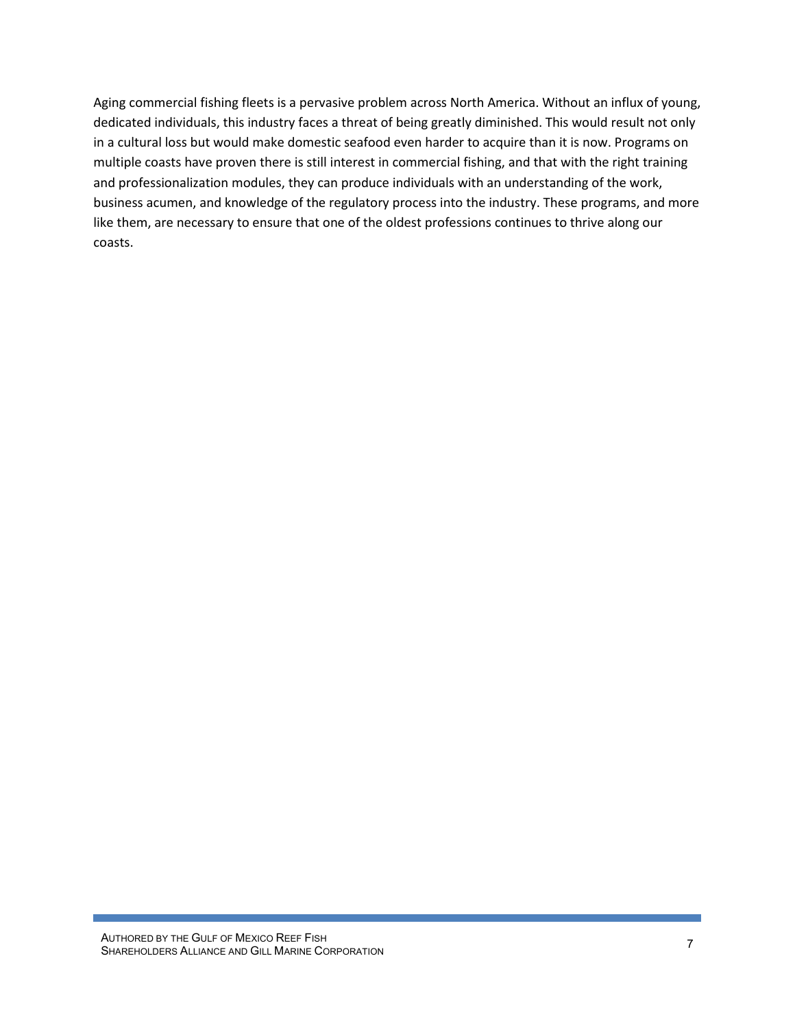Aging commercial fishing fleets is a pervasive problem across North America. Without an influx of young, dedicated individuals, this industry faces a threat of being greatly diminished. This would result not only in a cultural loss but would make domestic seafood even harder to acquire than it is now. Programs on multiple coasts have proven there is still interest in commercial fishing, and that with the right training and professionalization modules, they can produce individuals with an understanding of the work, business acumen, and knowledge of the regulatory process into the industry. These programs, and more like them, are necessary to ensure that one of the oldest professions continues to thrive along our coasts.